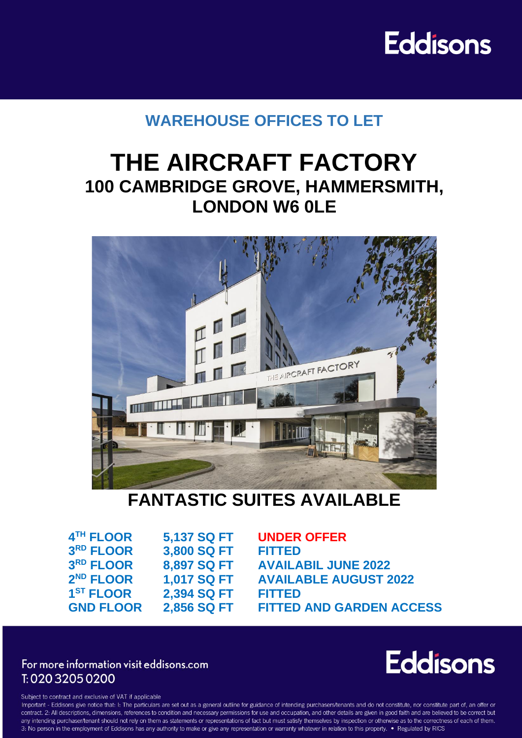Eddisons

## WAREHOUSE OFFICES TO LET

# THE AIRCRAFT FACTORY

## 100 CAMBRIDGE GROVE, HAMMERSMITH, LONDON W6 0LE

## FANTASTIC SUITES AVAILABLE

| | | |
|---|---|---|
| **4TH FLOOR** | **5,137 SQ FT** | **UNDER OFFER** |
| **3RD FLOOR** | **3,800 SQ FT** | **FITTED** |
| **3RD FLOOR** | **8,897 SQ FT** | **AVAILABIL JUNE 2022** |
| **2ND FLOOR** | **1,017 SQ FT** | **AVAILABLE AUGUST 2022** |
| **1ST FLOOR** | **2,394 SQ FT** | **FITTED** |
| **GND FLOOR** | **2,856 SQ FT** | **FITTED AND GARDEN ACCESS** |

For more information visit eddisons.com
T: 020 3205 0200

Eddisons

Subject to contract and exclusive of VAT if applicable

Important - Eddisons give notice that: I: The particulars are set out as a general outline for guidance of intending purchasers/tenants and do not constitute, nor constitute part of, an offer or contract. 2: All descriptions, dimensions, references to condition and necessary permissions for use and occupation, and other details are given in good faith and are believed to be correct but any intending purchaser/tenant should not rely on them as statements or representations of fact but must satisfy themselves by inspection or otherwise as to the correctness of each of them. 3: No person in the employment of Eddisons has any authority to make or give any representation or warranty whatever in relation to this property. • Regulated by RICS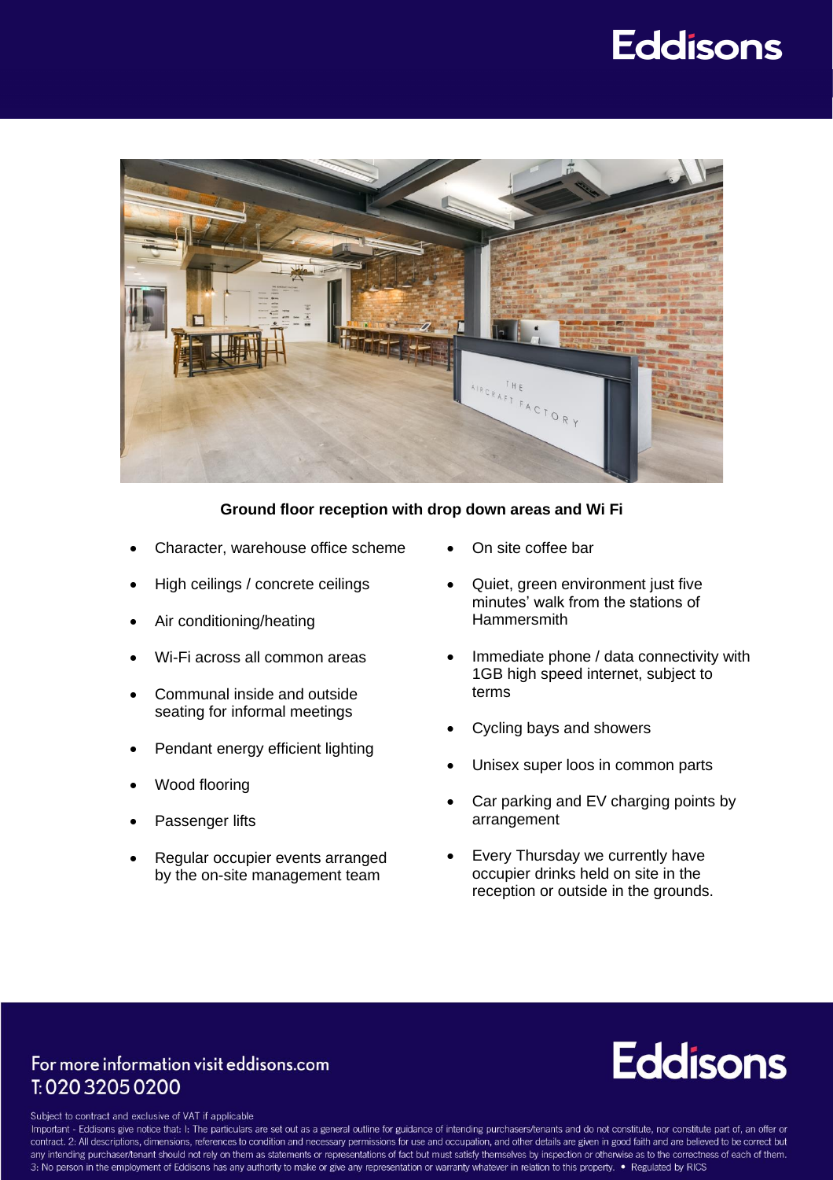**Ground floor reception with drop down areas and Wi Fi**

- Character, warehouse office scheme
- High ceilings / concrete ceilings
- Air conditioning/heating
- Wi-Fi across all common areas
- Communal inside and outside seating for informal meetings
- Pendant energy efficient lighting
- Wood flooring
- Passenger lifts
- Regular occupier events arranged by the on-site management team
- On site coffee bar
- Quiet, green environment just five minutes' walk from the stations of Hammersmith
- Immediate phone / data connectivity with 1GB high speed internet, subject to terms
- Cycling bays and showers
- Unisex super loos in common parts
- Car parking and EV charging points by arrangement
- Every Thursday we currently have occupier drinks held on site in the reception or outside in the grounds.

For more information visit eddisons.com
T: 020 3205 0200

Subject to contract and exclusive of VAT if applicable

Important - Eddisons give notice that: 1: The particulars are set out as a general outline for guidance of intending purchasers/tenants and do not constitute, nor constitute part of, an offer or contract. 2: All descriptions, dimensions, references to condition and necessary permissions for use and occupation, and other details are given in good faith and are believed to be correct but any intending purchaser/tenant should not rely on them as statements or representations of fact but must satisfy themselves by inspection or otherwise as to the correctness of each of them. 3: No person in the employment of Eddisons has any authority to make or give any representation or warranty whatever in relation to this property. • Regulated by RICS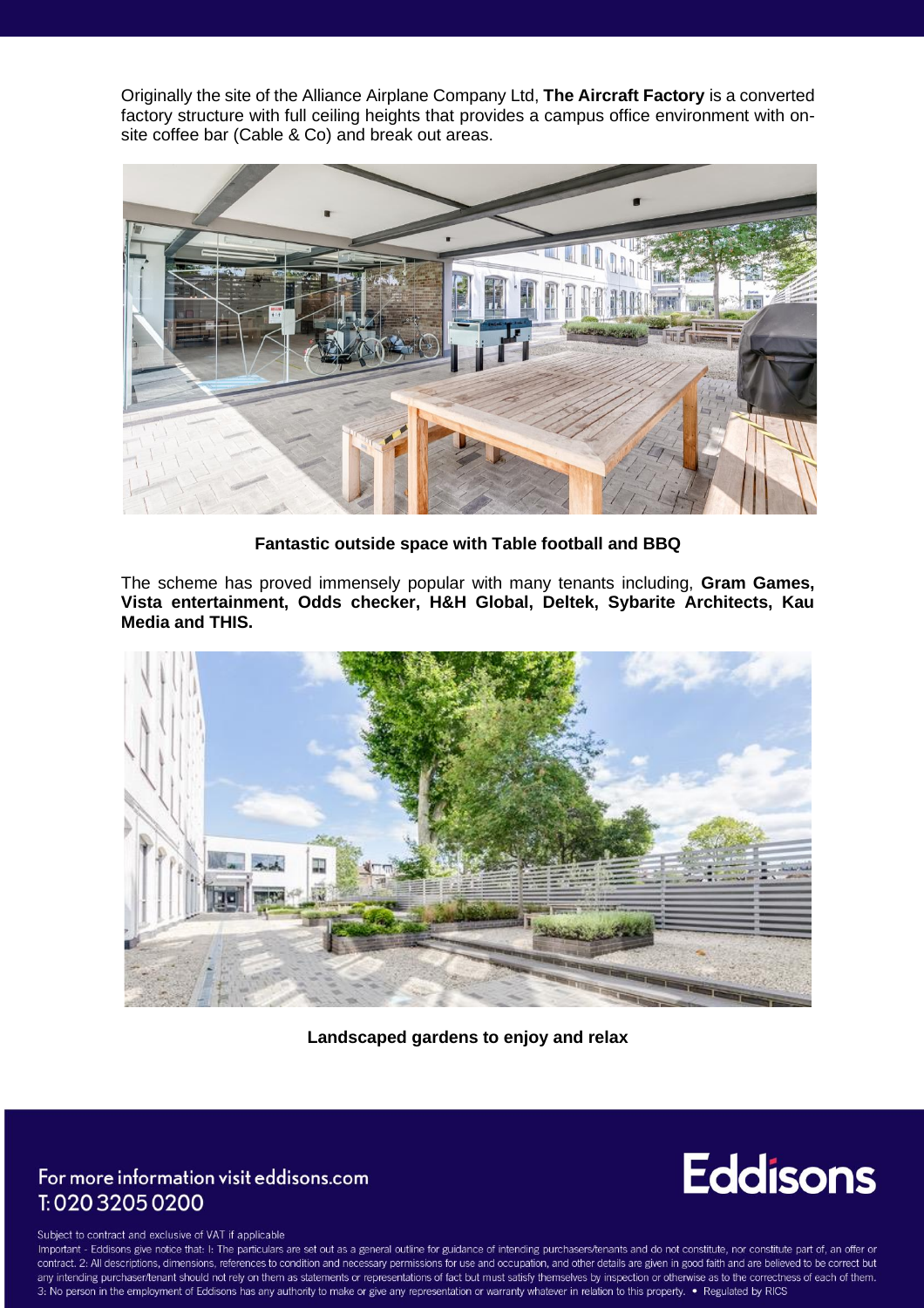Originally the site of the Alliance Airplane Company Ltd, **The Aircraft Factory** is a converted factory structure with full ceiling heights that provides a campus office environment with on-site coffee bar (Cable & Co) and break out areas.

**Fantastic outside space with Table football and BBQ**

The scheme has proved immensely popular with many tenants including, **Gram Games, Vista entertainment, Odds checker, H&H Global, Deltek, Sybarite Architects, Kau Media and THIS.**

**Landscaped gardens to enjoy and relax**

For more information visit eddisons.com
T: 020 3205 0200

Subject to contract and exclusive of VAT if applicable

Important - Eddisons give notice that: 1: The particulars are set out as a general outline for guidance of intending purchasers/tenants and do not constitute, nor constitute part of, an offer or contract. 2: All descriptions, dimensions, references to condition and necessary permissions for use and occupation, and other details are given in good faith and are believed to be correct but any intending purchaser/tenant should not rely on them as statements or representations of fact but must satisfy themselves by inspection or otherwise as to the correctness of each of them. 3: No person in the employment of Eddisons has any authority to make or give any representation or warranty whatever in relation to this property. • Regulated by RICS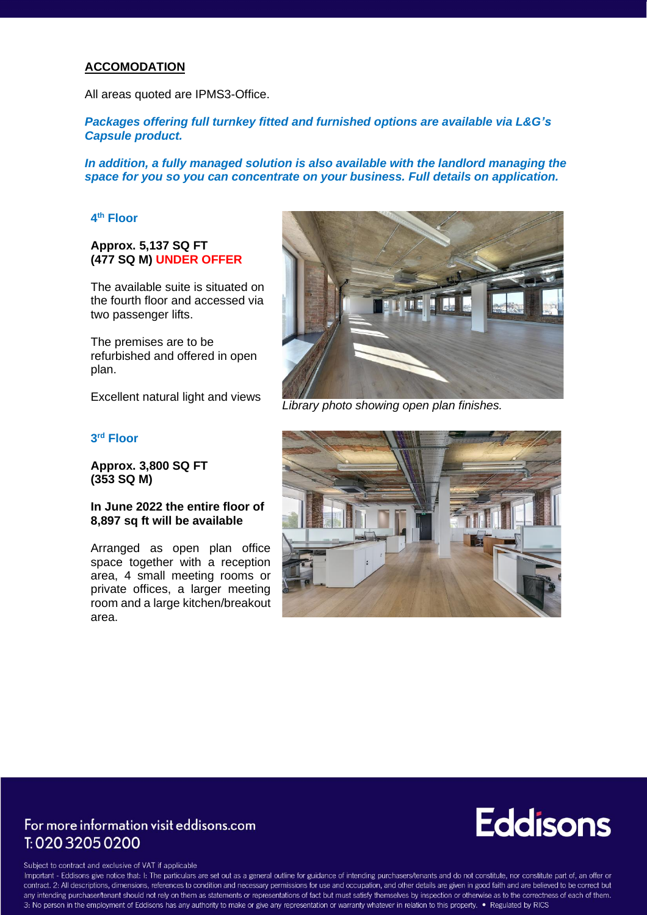## ACCOMODATION

All areas quoted are IPMS3-Office.

***Packages offering full turnkey fitted and furnished options are available via L&G's Capsule product.***

***In addition, a fully managed solution is also available with the landlord managing the space for you so you can concentrate on your business. Full details on application.***

### 4th Floor

**Approx. 5,137 SQ FT**
**(477 SQ M) UNDER OFFER**

The available suite is situated on the fourth floor and accessed via two passenger lifts.

The premises are to be refurbished and offered in open plan.

Excellent natural light and views

*Library photo showing open plan finishes.*

### 3rd Floor

**Approx. 3,800 SQ FT**
**(353 SQ M)**

**In June 2022 the entire floor of 8,897 sq ft will be available**

Arranged as open plan office space together with a reception area, 4 small meeting rooms or private offices, a larger meeting room and a large kitchen/breakout area.

For more information visit eddisons.com
T: 020 3205 0200

Subject to contract and exclusive of VAT if applicable

Important - Eddisons give notice that: I: The particulars are set out as a general outline for guidance of intending purchasers/tenants and do not constitute, nor constitute part of, an offer or contract. 2: All descriptions, dimensions, references to condition and necessary permissions for use and occupation, and other details are given in good faith and are believed to be correct but any intending purchaser/tenant should not rely on them as statements or representations of fact but must satisfy themselves by inspection or otherwise as to the correctness of each of them. 3: No person in the employment of Eddisons has any authority to make or give any representation or warranty whatever in relation to this property. • Regulated by RICS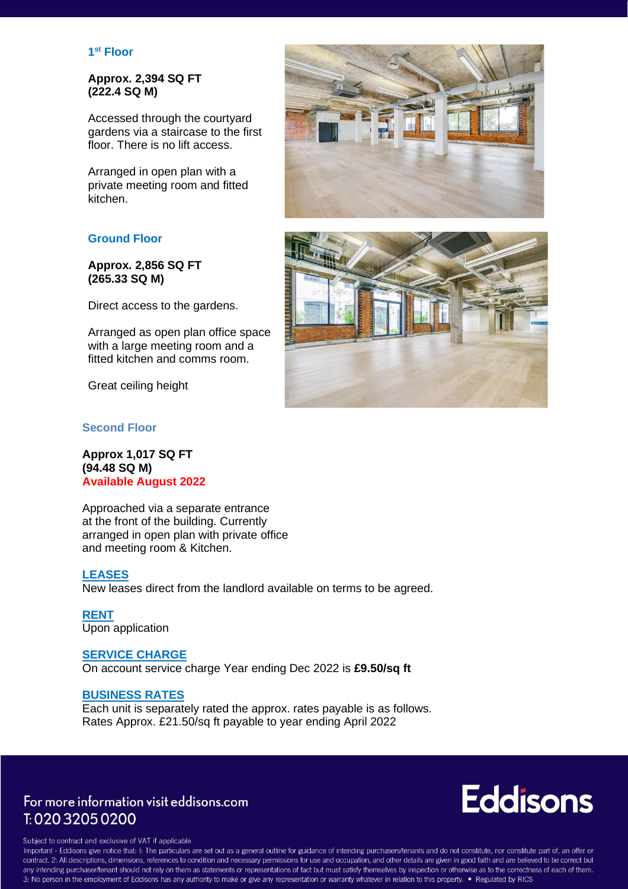## 1st Floor

**Approx. 2,394 SQ FT**
**(222.4 SQ M)**

Accessed through the courtyard gardens via a staircase to the first floor. There is no lift access.

Arranged in open plan with a private meeting room and fitted kitchen.

## Ground Floor

**Approx. 2,856 SQ FT**
**(265.33 SQ M)**

Direct access to the gardens.

Arranged as open plan office space with a large meeting room and a fitted kitchen and comms room.

Great ceiling height

## Second Floor

**Approx 1,017 SQ FT**
**(94.48 SQ M)**
**Available August 2022**

Approached via a separate entrance at the front of the building. Currently arranged in open plan with private office and meeting room & Kitchen.

### LEASES

New leases direct from the landlord available on terms to be agreed.

### RENT

Upon application

### SERVICE CHARGE

On account service charge Year ending Dec 2022 is **£9.50/sq ft**

### BUSINESS RATES

Each unit is separately rated the approx. rates payable is as follows.
Rates Approx. £21.50/sq ft payable to year ending April 2022

For more information visit eddisons.com
T: 020 3205 0200

Eddisons

Subject to contract and exclusive of VAT if applicable

Important - Eddisons give notice that: 1: The particulars are set out as a general outline for guidance of intending purchasers/tenants and do not constitute, nor constitute part of, an offer or contract. 2: All descriptions, dimensions, references to condition and necessary permissions for use and occupation, and other details are given in good faith and are believed to be correct but any intending purchaser/tenant should not rely on them as statements or representations of fact but must satisfy themselves by inspection or otherwise as to the correctness of each of them. 3: No person in the employment of Eddisons has any authority to make or give any representation or warranty whatever in relation to this property. • Regulated by RICS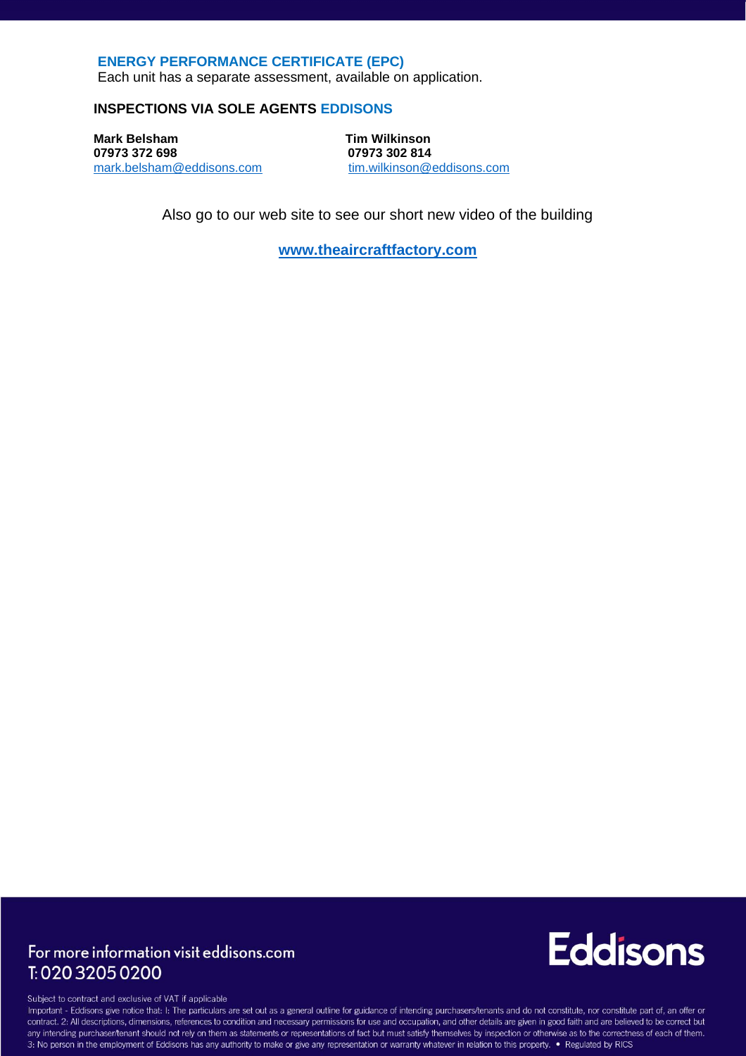## ENERGY PERFORMANCE CERTIFICATE (EPC)

Each unit has a separate assessment, available on application.

## INSPECTIONS VIA SOLE AGENTS EDDISONS

**Mark Belsham**
**07973 372 698**
mark.belsham@eddisons.com

**Tim Wilkinson**
**07973 302 814**
tim.wilkinson@eddisons.com

Also go to our web site to see our short new video of the building

**www.theaircraftfactory.com**

For more information visit eddisons.com
T: 020 3205 0200

Eddisons

Subject to contract and exclusive of VAT if applicable

Important - Eddisons give notice that: 1: The particulars are set out as a general outline for guidance of intending purchasers/tenants and do not constitute, nor constitute part of, an offer or contract. 2: All descriptions, dimensions, references to condition and necessary permissions for use and occupation, and other details are given in good faith and are believed to be correct but any intending purchaser/tenant should not rely on them as statements or representations of fact but must satisfy themselves by inspection or otherwise as to the correctness of each of them. 3: No person in the employment of Eddisons has any authority to make or give any representation or warranty whatever in relation to this property. • Regulated by RICS